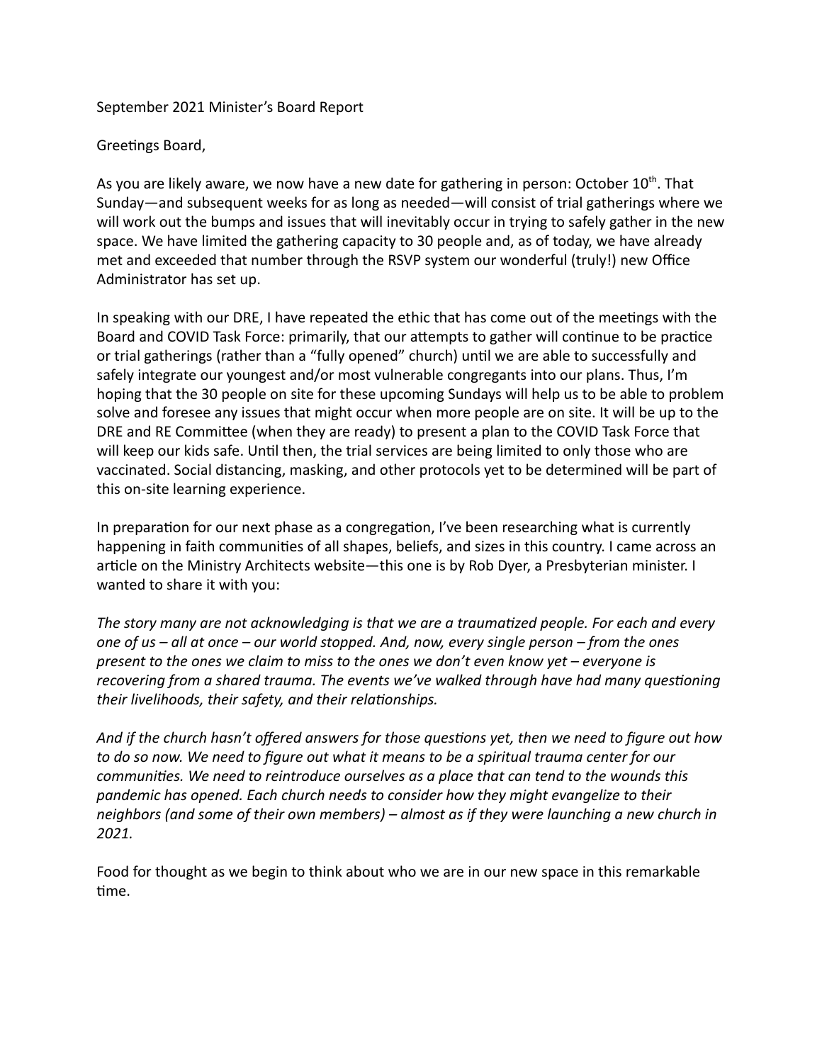September 2021 Minister's Board Report

Greetings Board,

As you are likely aware, we now have a new date for gathering in person: October 10th. That Sunday—and subsequent weeks for as long as needed—will consist of trial gatherings where we will work out the bumps and issues that will inevitably occur in trying to safely gather in the new space. We have limited the gathering capacity to 30 people and, as of today, we have already met and exceeded that number through the RSVP system our wonderful (truly!) new Office Administrator has set up.

In speaking with our DRE, I have repeated the ethic that has come out of the meetings with the Board and COVID Task Force: primarily, that our attempts to gather will continue to be practice or trial gatherings (rather than a "fully opened" church) until we are able to successfully and safely integrate our youngest and/or most vulnerable congregants into our plans. Thus, I'm hoping that the 30 people on site for these upcoming Sundays will help us to be able to problem solve and foresee any issues that might occur when more people are on site. It will be up to the DRE and RE Committee (when they are ready) to present a plan to the COVID Task Force that will keep our kids safe. Until then, the trial services are being limited to only those who are vaccinated. Social distancing, masking, and other protocols yet to be determined will be part of this on-site learning experience.

In preparation for our next phase as a congregation, I've been researching what is currently happening in faith communities of all shapes, beliefs, and sizes in this country. I came across an article on the Ministry Architects website—this one is by Rob Dyer, a Presbyterian minister. I wanted to share it with you:

*The story many are not acknowledging is that we are a traumatized people. For each and every one of us – all at once – our world stopped. And, now, every single person – from the ones present to the ones we claim to miss to the ones we don't even know yet – everyone is recovering from a shared trauma. The events we've walked through have had many questioning their livelihoods, their safety, and their relationships.*

*And if the church hasn't offered answers for those questions yet, then we need to figure out how to do so now. We need to figure out what it means to be a spiritual trauma center for our communities. We need to reintroduce ourselves as a place that can tend to the wounds this pandemic has opened. Each church needs to consider how they might evangelize to their neighbors (and some of their own members) – almost as if they were launching a new church in 2021.*

Food for thought as we begin to think about who we are in our new space in this remarkable time.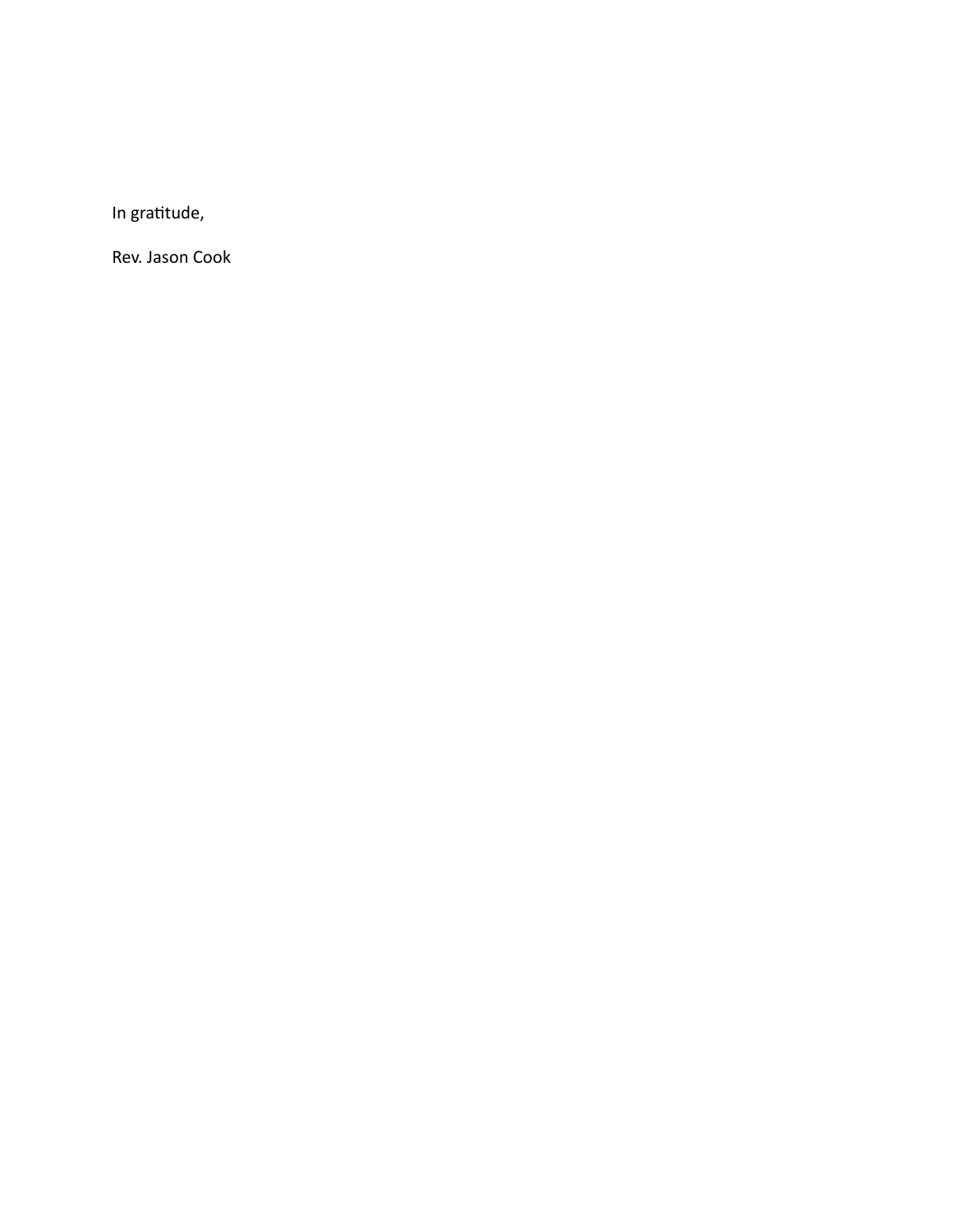In gratitude,

Rev. Jason Cook